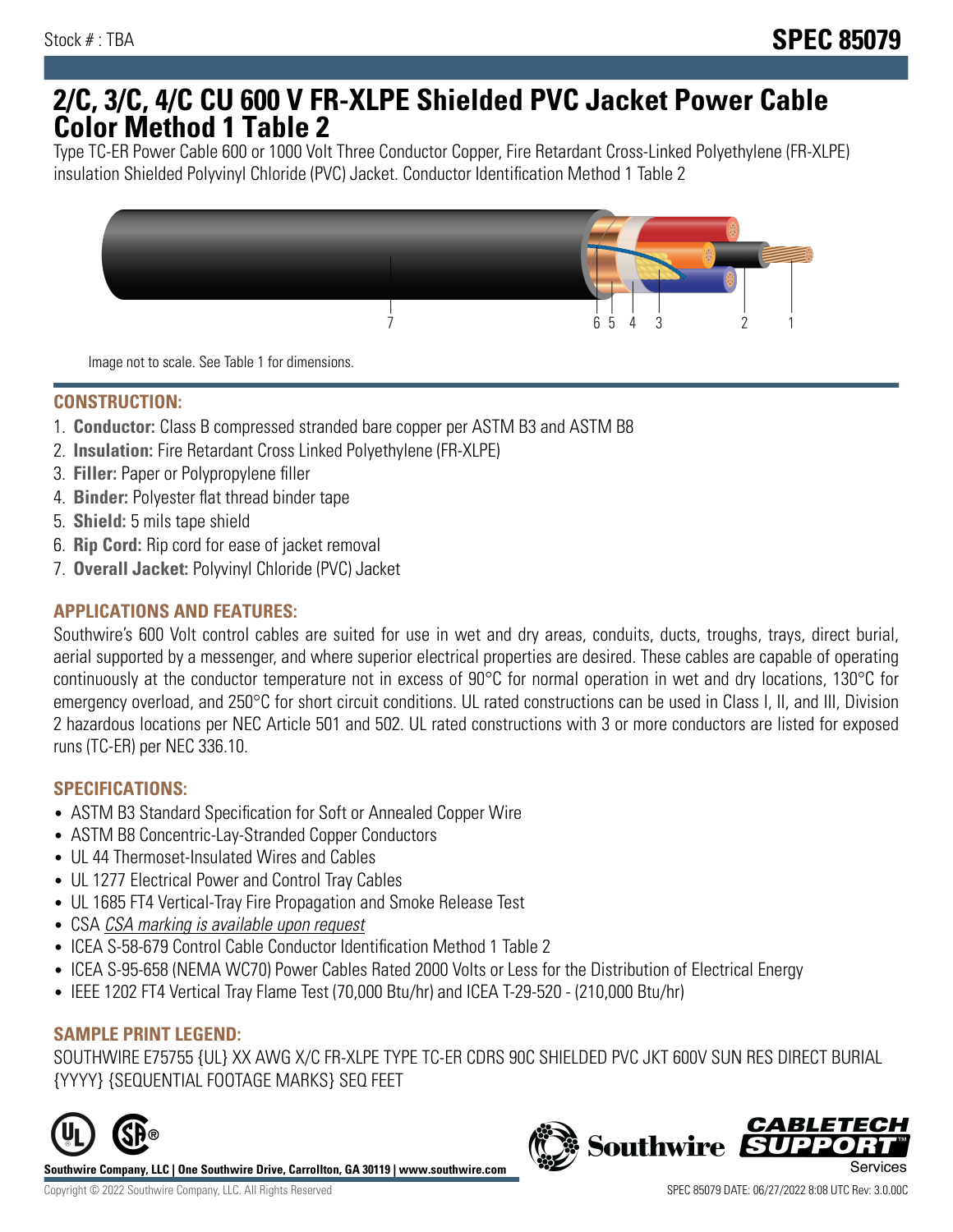Stock # : TBA

**SPEC 85079**

# 2/C, 3/C, 4/C CU 600 V FR-XLPE Shielded PVC Jacket Power Cable Color Method 1 Table 2

Type TC-ER Power Cable 600 or 1000 Volt Three Conductor Copper, Fire Retardant Cross-Linked Polyethylene (FR-XLPE) insulation Shielded Polyvinyl Chloride (PVC) Jacket. Conductor Identification Method 1 Table 2

Image not to scale. See Table 1 for dimensions.

## CONSTRUCTION:

1. **Conductor:** Class B compressed stranded bare copper per ASTM B3 and ASTM B8
2. **Insulation:** Fire Retardant Cross Linked Polyethylene (FR-XLPE)
3. **Filler:** Paper or Polypropylene filler
4. **Binder:** Polyester flat thread binder tape
5. **Shield:** 5 mils tape shield
6. **Rip Cord:** Rip cord for ease of jacket removal
7. **Overall Jacket:** Polyvinyl Chloride (PVC) Jacket

## APPLICATIONS AND FEATURES:

Southwire's 600 Volt control cables are suited for use in wet and dry areas, conduits, ducts, troughs, trays, direct burial, aerial supported by a messenger, and where superior electrical properties are desired. These cables are capable of operating continuously at the conductor temperature not in excess of 90°C for normal operation in wet and dry locations, 130°C for emergency overload, and 250°C for short circuit conditions. UL rated constructions can be used in Class I, II, and III, Division 2 hazardous locations per NEC Article 501 and 502. UL rated constructions with 3 or more conductors are listed for exposed runs (TC-ER) per NEC 336.10.

## SPECIFICATIONS:

- ASTM B3 Standard Specification for Soft or Annealed Copper Wire
- ASTM B8 Concentric-Lay-Stranded Copper Conductors
- UL 44 Thermoset-Insulated Wires and Cables
- UL 1277 Electrical Power and Control Tray Cables
- UL 1685 FT4 Vertical-Tray Fire Propagation and Smoke Release Test
- CSA *CSA marking is available upon request*
- ICEA S-58-679 Control Cable Conductor Identification Method 1 Table 2
- ICEA S-95-658 (NEMA WC70) Power Cables Rated 2000 Volts or Less for the Distribution of Electrical Energy
- IEEE 1202 FT4 Vertical Tray Flame Test (70,000 Btu/hr) and ICEA T-29-520 - (210,000 Btu/hr)

## SAMPLE PRINT LEGEND:

SOUTHWIRE E75755 {UL} XX AWG X/C FR-XLPE TYPE TC-ER CDRS 90C SHIELDED PVC JKT 600V SUN RES DIRECT BURIAL {YYYY} {SEQUENTIAL FOOTAGE MARKS} SEQ FEET

**Southwire Company, LLC | One Southwire Drive, Carrollton, GA 30119 | www.southwire.com**

Copyright © 2022 Southwire Company, LLC. All Rights Reserved

SPEC 85079 DATE: 06/27/2022 8:08 UTC Rev: 3.0.00C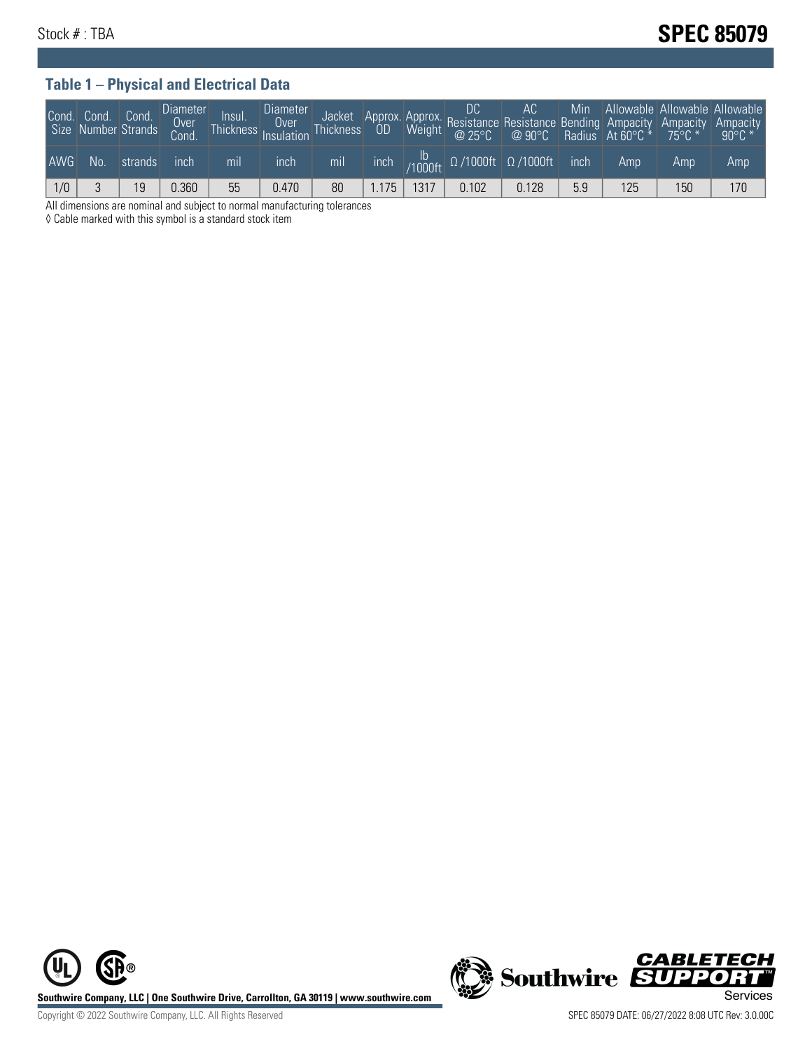## Table 1 – Physical and Electrical Data

| Cond. Size | Cond. Number | Cond. Strands | Diameter Over Cond. | Insul. Thickness | Diameter Over Insulation | Jacket Thickness | Approx. OD | Approx. Weight | DC Resistance @ 25°C | AC Resistance @ 90°C | Min Bending Radius | Allowable Ampacity At 60°C * | Allowable Ampacity 75°C * | Allowable Ampacity 90°C * |
|---|---|---|---|---|---|---|---|---|---|---|---|---|---|---|
| AWG | No. | strands | inch | mil | inch | mil | inch | lb /1000ft | Ω /1000ft | Ω /1000ft | inch | Amp | Amp | Amp |
| 1/0 | 3 | 19 | 0.360 | 55 | 0.470 | 80 | 1.175 | 1317 | 0.102 | 0.128 | 5.9 | 125 | 150 | 170 |

All dimensions are nominal and subject to normal manufacturing tolerances

◊ Cable marked with this symbol is a standard stock item